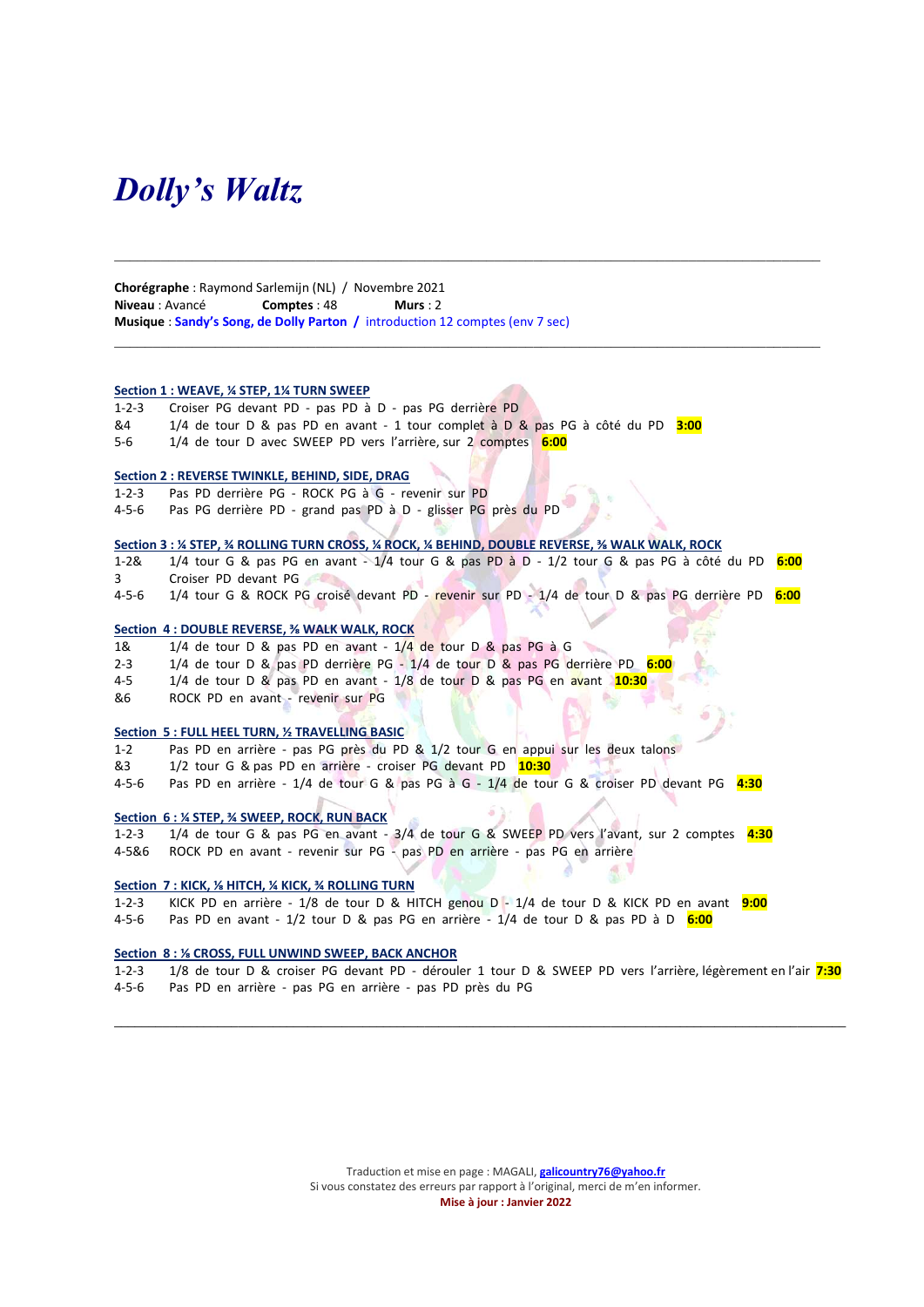# *Dolly's Waltz*

---

**Chorégraphe** : Raymond Sarlemijn (NL) / Novembre 2021
**Niveau** : Avancé **Comptes** : 48 **Murs** : 2
**Musique** : Sandy's Song, de Dolly Parton / introduction 12 comptes (env 7 sec)

---

**Section 1 : WEAVE, ¼ STEP, 1¼ TURN SWEEP**

1-2-3 Croiser PG devant PD - pas PD à D - pas PG derrière PD
&4 1/4 de tour D & pas PD en avant - 1 tour complet à D & pas PG à côté du PD **3:00**
5-6 1/4 de tour D avec SWEEP PD vers l'arrière, sur 2 comptes **6:00**

**Section 2 : REVERSE TWINKLE, BEHIND, SIDE, DRAG**

1-2-3 Pas PD derrière PG - ROCK PG à G - revenir sur PD
4-5-6 Pas PG derrière PD - grand pas PD à D - glisser PG près du PD

**Section 3 : ¼ STEP, ¾ ROLLING TURN CROSS, ¼ ROCK, ¼ BEHIND, DOUBLE REVERSE, ⅜ WALK WALK, ROCK**

1-2& 1/4 tour G & pas PG en avant - 1/4 tour G & pas PD à D - 1/2 tour G & pas PG à côté du PD **6:00**
3 Croiser PD devant PG
4-5-6 1/4 tour G & ROCK PG croisé devant PD - revenir sur PD - 1/4 de tour D & pas PG derrière PD **6:00**

**Section 4 : DOUBLE REVERSE, ⅜ WALK WALK, ROCK**

1& 1/4 de tour D & pas PD en avant - 1/4 de tour D & pas PG à G
2-3 1/4 de tour D & pas PD derrière PG - 1/4 de tour D & pas PG derrière PD **6:00**
4-5 1/4 de tour D & pas PD en avant - 1/8 de tour D & pas PG en avant **10:30**
&6 ROCK PD en avant - revenir sur PG

**Section 5 : FULL HEEL TURN, ½ TRAVELLING BASIC**

1-2 Pas PD en arrière - pas PG près du PD & 1/2 tour G en appui sur les deux talons
&3 1/2 tour G & pas PD en arrière - croiser PG devant PD **10:30**
4-5-6 Pas PD en arrière - 1/4 de tour G & pas PG à G - 1/4 de tour G & croiser PD devant PG **4:30**

**Section 6 : ¼ STEP, ¾ SWEEP, ROCK, RUN BACK**

1-2-3 1/4 de tour G & pas PG en avant - 3/4 de tour G & SWEEP PD vers l'avant, sur 2 comptes **4:30**
4-5&6 ROCK PD en avant - revenir sur PG - pas PD en arrière - pas PG en arrière

**Section 7 : KICK, ⅛ HITCH, ¼ KICK, ¾ ROLLING TURN**

1-2-3 KICK PD en arrière - 1/8 de tour D & HITCH genou D - 1/4 de tour D & KICK PD en avant **9:00**
4-5-6 Pas PD en avant - 1/2 tour D & pas PG en arrière - 1/4 de tour D & pas PD à D **6:00**

**Section 8 : ⅛ CROSS, FULL UNWIND SWEEP, BACK ANCHOR**

1-2-3 1/8 de tour D & croiser PG devant PD - dérouler 1 tour D & SWEEP PD vers l'arrière, légèrement en l'air **7:30**
4-5-6 Pas PD en arrière - pas PG en arrière - pas PD près du PG

---

Traduction et mise en page : MAGALI, galicountry76@yahoo.fr
Si vous constatez des erreurs par rapport à l'original, merci de m'en informer.
**Mise à jour : Janvier 2022**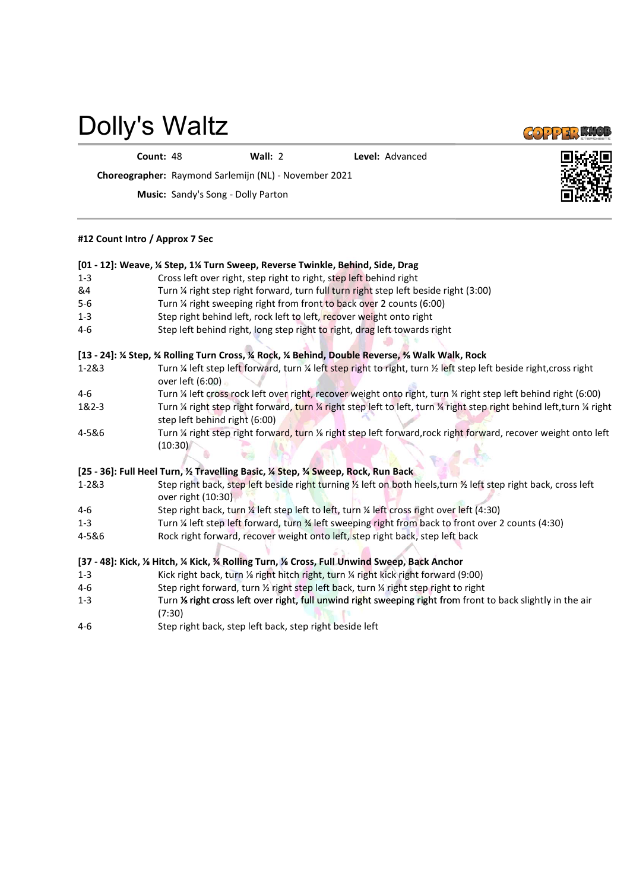# Dolly's Waltz

**Count:** 48 **Wall:** 2 **Level:** Advanced

**Choreographer:** Raymond Sarlemijn (NL) - November 2021

**Music:** Sandy's Song - Dolly Parton

**#12 Count Intro / Approx 7 Sec**

**[01 - 12]: Weave, ¼ Step, 1¼ Turn Sweep, Reverse Twinkle, Behind, Side, Drag**

| | |
|---|---|
| 1-3 | Cross left over right, step right to right, step left behind right |
| &4 | Turn ¼ right step right forward, turn full turn right step left beside right (3:00) |
| 5-6 | Turn ¼ right sweeping right from front to back over 2 counts (6:00) |
| 1-3 | Step right behind left, rock left to left, recover weight onto right |
| 4-6 | Step left behind right, long step right to right, drag left towards right |

**[13 - 24]: ¼ Step, ¾ Rolling Turn Cross, ¼ Rock, ¼ Behind, Double Reverse, ⅜ Walk Walk, Rock**

| | |
|---|---|
| 1-2&3 | Turn ¼ left step left forward, turn ¼ left step right to right, turn ½ left step left beside right,cross right over left (6:00) |
| 4-6 | Turn ¼ left cross rock left over right, recover weight onto right, turn ¼ right step left behind right (6:00) |
| 1&2-3 | Turn ¼ right step right forward, turn ¼ right step left to left, turn ¼ right step right behind left,turn ¼ right step left behind right (6:00) |
| 4-5&6 | Turn ¼ right step right forward, turn ⅛ right step left forward,rock right forward, recover weight onto left (10:30) |

**[25 - 36]: Full Heel Turn, ½ Travelling Basic, ¼ Step, ¾ Sweep, Rock, Run Back**

| | |
|---|---|
| 1-2&3 | Step right back, step left beside right turning ½ left on both heels,turn ½ left step right back, cross left over right (10:30) |
| 4-6 | Step right back, turn ¼ left step left to left, turn ¼ left cross right over left (4:30) |
| 1-3 | Turn ¼ left step left forward, turn ¾ left sweeping right from back to front over 2 counts (4:30) |
| 4-5&6 | Rock right forward, recover weight onto left, step right back, step left back |

**[37 - 48]: Kick, ⅛ Hitch, ¼ Kick, ¾ Rolling Turn, ⅛ Cross, Full Unwind Sweep, Back Anchor**

| | |
|---|---|
| 1-3 | Kick right back, turn ⅛ right hitch right, turn ¼ right kick right forward (9:00) |
| 4-6 | Step right forward, turn ½ right step left back, turn ¼ right step right to right |
| 1-3 | Turn ⅛ right cross left over right, full unwind right sweeping right from front to back slightly in the air (7:30) |
| 4-6 | Step right back, step left back, step right beside left |